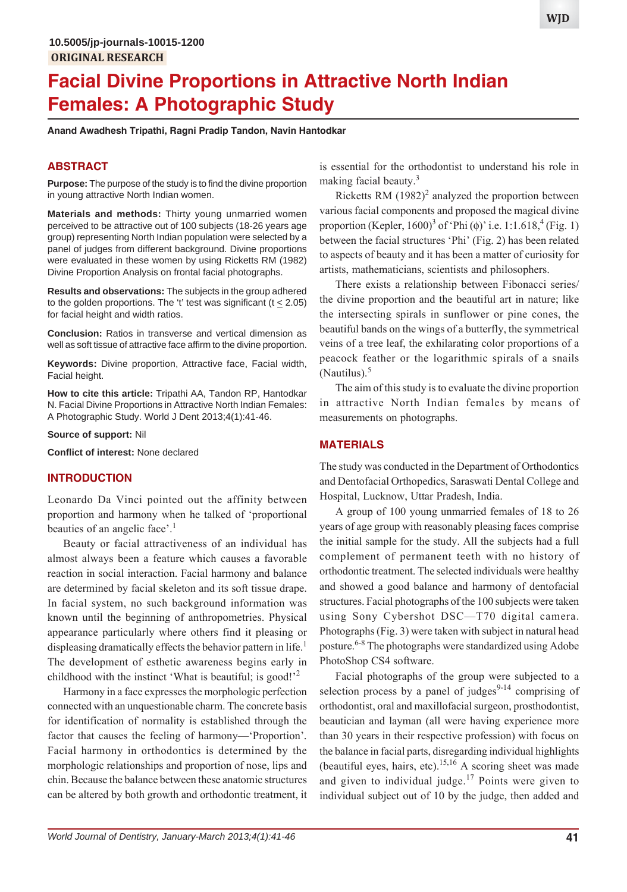10.5005/jp-journals-10015-1200

ORIGINAL RESEARCH

# Facial Divine Proportions in Attractive North Indian Females: A Photographic Study

**Anand Awadhesh Tripathi, Ragni Pradip Tandon, Navin Hantodkar**

## ABSTRACT

**Purpose:** The purpose of the study is to find the divine proportion in young attractive North Indian women.

**Materials and methods:** Thirty young unmarried women perceived to be attractive out of 100 subjects (18-26 years age group) representing North Indian population were selected by a panel of judges from different background. Divine proportions were evaluated in these women by using Ricketts RM (1982) Divine Proportion Analysis on frontal facial photographs.

**Results and observations:** The subjects in the group adhered to the golden proportions. The 't' test was significant ($t \leq 2.05$) for facial height and width ratios.

**Conclusion:** Ratios in transverse and vertical dimension as well as soft tissue of attractive face affirm to the divine proportion.

**Keywords:** Divine proportion, Attractive face, Facial width, Facial height.

**How to cite this article:** Tripathi AA, Tandon RP, Hantodkar N. Facial Divine Proportions in Attractive North Indian Females: A Photographic Study. World J Dent 2013;4(1):41-46.

**Source of support:** Nil

**Conflict of interest:** None declared

## INTRODUCTION

Leonardo Da Vinci pointed out the affinity between proportion and harmony when he talked of 'proportional beauties of an angelic face'.[1]

Beauty or facial attractiveness of an individual has almost always been a feature which causes a favorable reaction in social interaction. Facial harmony and balance are determined by facial skeleton and its soft tissue drape. In facial system, no such background information was known until the beginning of anthropometries. Physical appearance particularly where others find it pleasing or displeasing dramatically effects the behavior pattern in life.[1] The development of esthetic awareness begins early in childhood with the instinct 'What is beautiful; is good!'[2]

Harmony in a face expresses the morphologic perfection connected with an unquestionable charm. The concrete basis for identification of normality is established through the factor that causes the feeling of harmony—'Proportion'. Facial harmony in orthodontics is determined by the morphologic relationships and proportion of nose, lips and chin. Because the balance between these anatomic structures can be altered by both growth and orthodontic treatment, it is essential for the orthodontist to understand his role in making facial beauty.[3]

Ricketts RM (1982)[2] analyzed the proportion between various facial components and proposed the magical divine proportion (Kepler, 1600)[3] of 'Phi (ϕ)' i.e. 1:1.618,[4] (Fig. 1) between the facial structures 'Phi' (Fig. 2) has been related to aspects of beauty and it has been a matter of curiosity for artists, mathematicians, scientists and philosophers.

There exists a relationship between Fibonacci series/the divine proportion and the beautiful art in nature; like the intersecting spirals in sunflower or pine cones, the beautiful bands on the wings of a butterfly, the symmetrical veins of a tree leaf, the exhilarating color proportions of a peacock feather or the logarithmic spirals of a snails (Nautilus).[5]

The aim of this study is to evaluate the divine proportion in attractive North Indian females by means of measurements on photographs.

## MATERIALS

The study was conducted in the Department of Orthodontics and Dentofacial Orthopedics, Saraswati Dental College and Hospital, Lucknow, Uttar Pradesh, India.

A group of 100 young unmarried females of 18 to 26 years of age group with reasonably pleasing faces comprise the initial sample for the study. All the subjects had a full complement of permanent teeth with no history of orthodontic treatment. The selected individuals were healthy and showed a good balance and harmony of dentofacial structures. Facial photographs of the 100 subjects were taken using Sony Cybershot DSC—T70 digital camera. Photographs (Fig. 3) were taken with subject in natural head posture.[6-8] The photographs were standardized using Adobe PhotoShop CS4 software.

Facial photographs of the group were subjected to a selection process by a panel of judges[9-14] comprising of orthodontist, oral and maxillofacial surgeon, prosthodontist, beautician and layman (all were having experience more than 30 years in their respective profession) with focus on the balance in facial parts, disregarding individual highlights (beautiful eyes, hairs, etc).[15,16] A scoring sheet was made and given to individual judge.[17] Points were given to individual subject out of 10 by the judge, then added and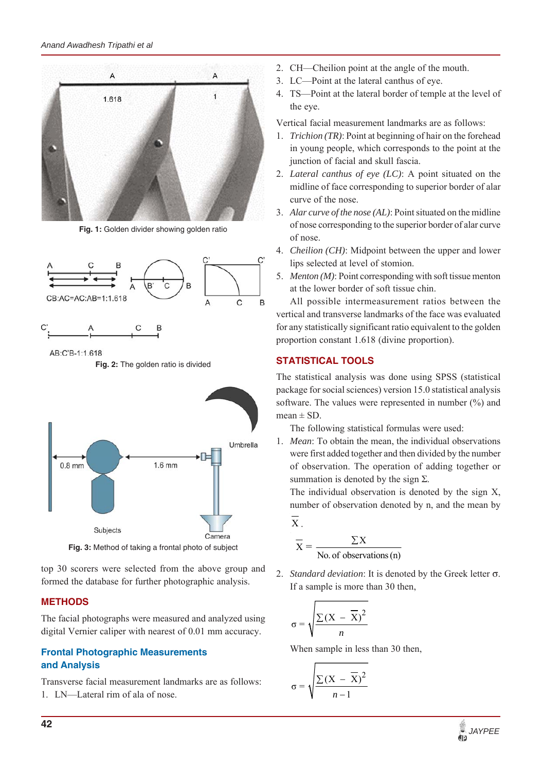Fig. 1: Golden divider showing golden ratio

Fig. 2: The golden ratio is divided

Fig. 3: Method of taking a frontal photo of subject

top 30 scorers were selected from the above group and formed the database for further photographic analysis.

## METHODS

The facial photographs were measured and analyzed using digital Vernier caliper with nearest of 0.01 mm accuracy.

### Frontal Photographic Measurements and Analysis

Transverse facial measurement landmarks are as follows:

1. LN—Lateral rim of ala of nose.
2. CH—Cheilion point at the angle of the mouth.
3. LC—Point at the lateral canthus of eye.
4. TS—Point at the lateral border of temple at the level of the eye.

Vertical facial measurement landmarks are as follows:

1. *Trichion (TR)*: Point at beginning of hair on the forehead in young people, which corresponds to the point at the junction of facial and skull fascia.
2. *Lateral canthus of eye (LC)*: A point situated on the midline of face corresponding to superior border of alar curve of the nose.
3. *Alar curve of the nose (AL)*: Point situated on the midline of nose corresponding to the superior border of alar curve of nose.
4. *Cheilion (CH)*: Midpoint between the upper and lower lips selected at level of stomion.
5. *Menton (M)*: Point corresponding with soft tissue menton at the lower border of soft tissue chin.

All possible intermeasurement ratios between the vertical and transverse landmarks of the face was evaluated for any statistically significant ratio equivalent to the golden proportion constant 1.618 (divine proportion).

## STATISTICAL TOOLS

The statistical analysis was done using SPSS (statistical package for social sciences) version 15.0 statistical analysis software. The values were represented in number (%) and mean ± SD.

The following statistical formulas were used:

1. *Mean*: To obtain the mean, the individual observations were first added together and then divided by the number of observation. The operation of adding together or summation is denoted by the sign Σ.

   The individual observation is denoted by the sign X, number of observation denoted by n, and the mean by $\overline{X}$.

$$\overline{X} = \frac{\Sigma X}{\text{No. of observations (n)}}$$

2. *Standard deviation*: It is denoted by the Greek letter σ. If a sample is more than 30 then,

$$\sigma = \sqrt{\frac{\Sigma(X - \overline{X})^2}{n}}$$

When sample in less than 30 then,

$$\sigma = \sqrt{\frac{\Sigma(X - \overline{X})^2}{n-1}}$$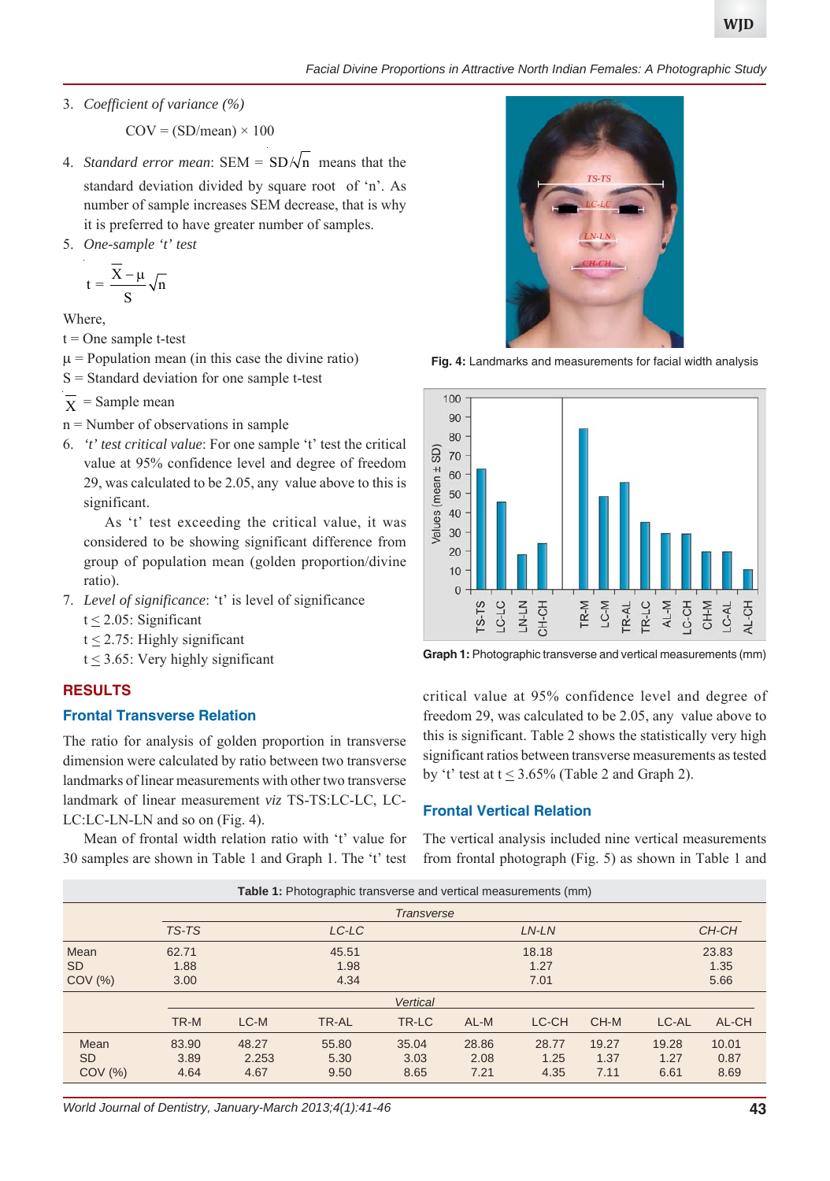3. *Coefficient of variance (%)*

   COV = (SD/mean) × 100

4. *Standard error mean*: SEM = $SD/\sqrt{n}$ means that the standard deviation divided by square root of 'n'. As number of sample increases SEM decrease, that is why it is preferred to have greater number of samples.
5. *One-sample 't' test*

$$t = \frac{\bar{X} - \mu}{S}\sqrt{n}$$

Where,

t = One sample t-test

μ = Population mean (in this case the divine ratio)

S = Standard deviation for one sample t-test

$\bar{X}$ = Sample mean

n = Number of observations in sample

6. *'t' test critical value*: For one sample 't' test the critical value at 95% confidence level and degree of freedom 29, was calculated to be 2.05, any value above to this is significant.

   As 't' test exceeding the critical value, it was considered to be showing significant difference from group of population mean (golden proportion/divine ratio).
7. *Level of significance*: 't' is level of significance

   $t \leq 2.05$: Significant

   $t \leq 2.75$: Highly significant

   $t \leq 3.65$: Very highly significant

**Fig. 4:** Landmarks and measurements for facial width analysis

**Graph 1:** Photographic transverse and vertical measurements (mm)

## RESULTS

### Frontal Transverse Relation

The ratio for analysis of golden proportion in transverse dimension were calculated by ratio between two transverse landmarks of linear measurements with other two transverse landmark of linear measurement *viz* TS-TS:LC-LC, LC-LC:LC-LN-LN and so on (Fig. 4).

Mean of frontal width relation ratio with 't' value for 30 samples are shown in Table 1 and Graph 1. The 't' test critical value at 95% confidence level and degree of freedom 29, was calculated to be 2.05, any value above to this is significant. Table 2 shows the statistically very high significant ratios between transverse measurements as tested by 't' test at $t \leq 3.65\%$ (Table 2 and Graph 2).

### Frontal Vertical Relation

The vertical analysis included nine vertical measurements from frontal photograph (Fig. 5) as shown in Table 1 and

**Table 1:** Photographic transverse and vertical measurements (mm)

| | Transverse | | | |
|---|---|---|---|---|
| | TS-TS | LC-LC | LN-LN | CH-CH |
| Mean | 62.71 | 45.51 | 18.18 | 23.83 |
| SD | 1.88 | 1.98 | 1.27 | 1.35 |
| COV (%) | 3.00 | 4.34 | 7.01 | 5.66 |

| | Vertical | | | | | | | | |
|---|---|---|---|---|---|---|---|---|---|
| | TR-M | LC-M | TR-AL | TR-LC | AL-M | LC-CH | CH-M | LC-AL | AL-CH |
| Mean | 83.90 | 48.27 | 55.80 | 35.04 | 28.86 | 28.77 | 19.27 | 19.28 | 10.01 |
| SD | 3.89 | 2.253 | 5.30 | 3.03 | 2.08 | 1.25 | 1.37 | 1.27 | 0.87 |
| COV (%) | 4.64 | 4.67 | 9.50 | 8.65 | 7.21 | 4.35 | 7.11 | 6.61 | 8.69 |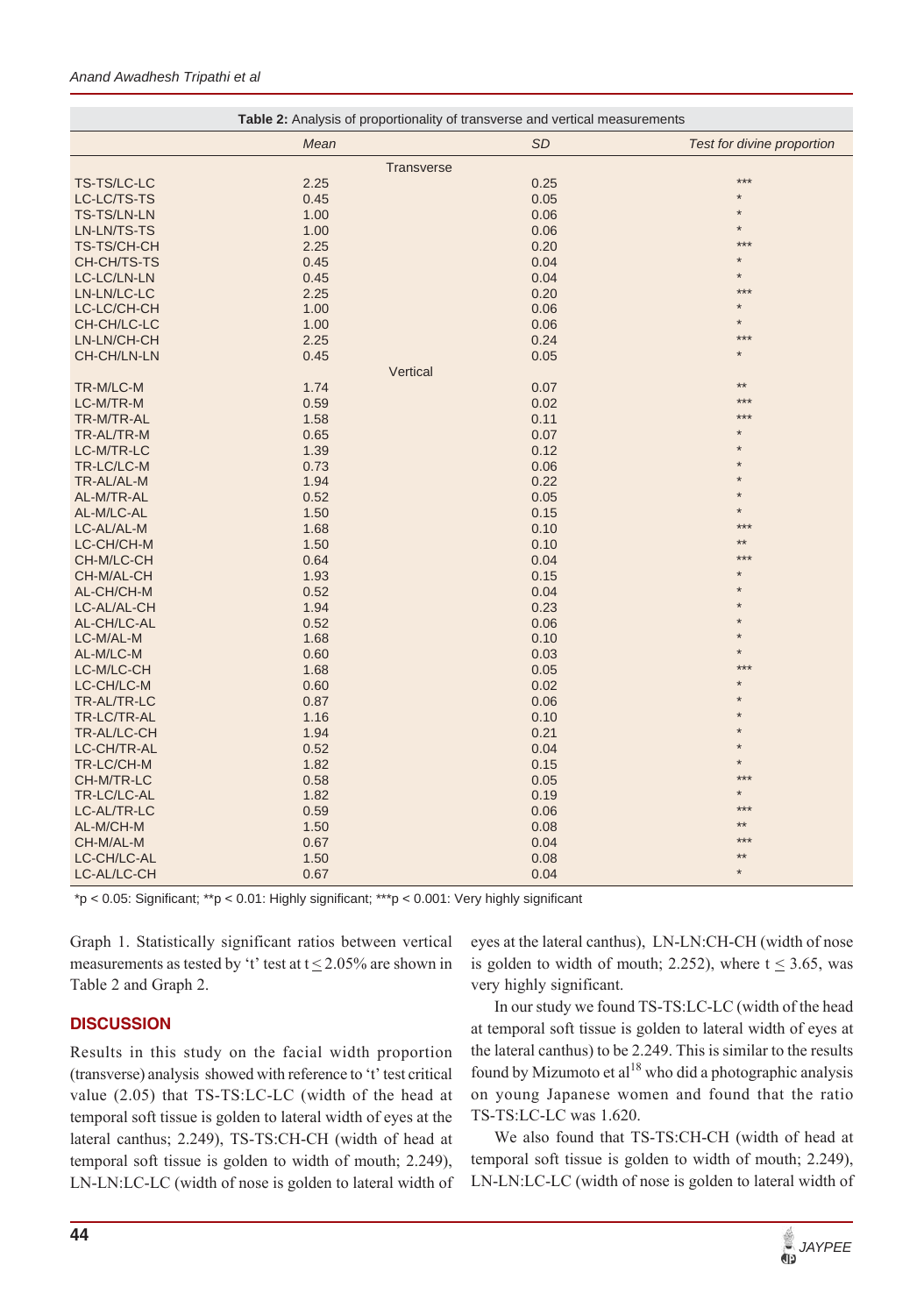**Table 2:** Analysis of proportionality of transverse and vertical measurements

| | *Mean* | *SD* | *Test for divine proportion* |
|---|---|---|---|
| | Transverse | | |
| TS-TS/LC-LC | 2.25 | 0.25 | *** |
| LC-LC/TS-TS | 0.45 | 0.05 | * |
| TS-TS/LN-LN | 1.00 | 0.06 | * |
| LN-LN/TS-TS | 1.00 | 0.06 | * |
| TS-TS/CH-CH | 2.25 | 0.20 | *** |
| CH-CH/TS-TS | 0.45 | 0.04 | * |
| LC-LC/LN-LN | 0.45 | 0.04 | * |
| LN-LN/LC-LC | 2.25 | 0.20 | *** |
| LC-LC/CH-CH | 1.00 | 0.06 | * |
| CH-CH/LC-LC | 1.00 | 0.06 | * |
| LN-LN/CH-CH | 2.25 | 0.24 | *** |
| CH-CH/LN-LN | 0.45 | 0.05 | * |
| | Vertical | | |
| TR-M/LC-M | 1.74 | 0.07 | ** |
| LC-M/TR-M | 0.59 | 0.02 | *** |
| TR-M/TR-AL | 1.58 | 0.11 | *** |
| TR-AL/TR-M | 0.65 | 0.07 | * |
| LC-M/TR-LC | 1.39 | 0.12 | * |
| TR-LC/LC-M | 0.73 | 0.06 | * |
| TR-AL/AL-M | 1.94 | 0.22 | * |
| AL-M/TR-AL | 0.52 | 0.05 | * |
| AL-M/LC-AL | 1.50 | 0.15 | * |
| LC-AL/AL-M | 1.68 | 0.10 | *** |
| LC-CH/CH-M | 1.50 | 0.10 | ** |
| CH-M/LC-CH | 0.64 | 0.04 | *** |
| CH-M/AL-CH | 1.93 | 0.15 | * |
| AL-CH/CH-M | 0.52 | 0.04 | * |
| LC-AL/AL-CH | 1.94 | 0.23 | * |
| AL-CH/LC-AL | 0.52 | 0.06 | * |
| LC-M/AL-M | 1.68 | 0.10 | * |
| AL-M/LC-M | 0.60 | 0.03 | * |
| LC-M/LC-CH | 1.68 | 0.05 | *** |
| LC-CH/LC-M | 0.60 | 0.02 | * |
| TR-AL/TR-LC | 0.87 | 0.06 | * |
| TR-LC/TR-AL | 1.16 | 0.10 | * |
| TR-AL/LC-CH | 1.94 | 0.21 | * |
| LC-CH/TR-AL | 0.52 | 0.04 | * |
| TR-LC/CH-M | 1.82 | 0.15 | * |
| CH-M/TR-LC | 0.58 | 0.05 | *** |
| TR-LC/LC-AL | 1.82 | 0.19 | * |
| LC-AL/TR-LC | 0.59 | 0.06 | *** |
| AL-M/CH-M | 1.50 | 0.08 | ** |
| CH-M/AL-M | 0.67 | 0.04 | *** |
| LC-CH/LC-AL | 1.50 | 0.08 | ** |
| LC-AL/LC-CH | 0.67 | 0.04 | * |

*p < 0.05: Significant; **p < 0.01: Highly significant; ***p < 0.001: Very highly significant

Graph 1. Statistically significant ratios between vertical measurements as tested by 't' test at $t \leq 2.05\%$ are shown in Table 2 and Graph 2.

## DISCUSSION

Results in this study on the facial width proportion (transverse) analysis showed with reference to 't' test critical value (2.05) that TS-TS:LC-LC (width of the head at temporal soft tissue is golden to lateral width of eyes at the lateral canthus; 2.249), TS-TS:CH-CH (width of head at temporal soft tissue is golden to width of mouth; 2.249), LN-LN:LC-LC (width of nose is golden to lateral width of eyes at the lateral canthus), LN-LN:CH-CH (width of nose is golden to width of mouth; 2.252), where $t \leq 3.65$, was very highly significant.

In our study we found TS-TS:LC-LC (width of the head at temporal soft tissue is golden to lateral width of eyes at the lateral canthus) to be 2.249. This is similar to the results found by Mizumoto et al[18] who did a photographic analysis on young Japanese women and found that the ratio TS-TS:LC-LC was 1.620.

We also found that TS-TS:CH-CH (width of head at temporal soft tissue is golden to width of mouth; 2.249), LN-LN:LC-LC (width of nose is golden to lateral width of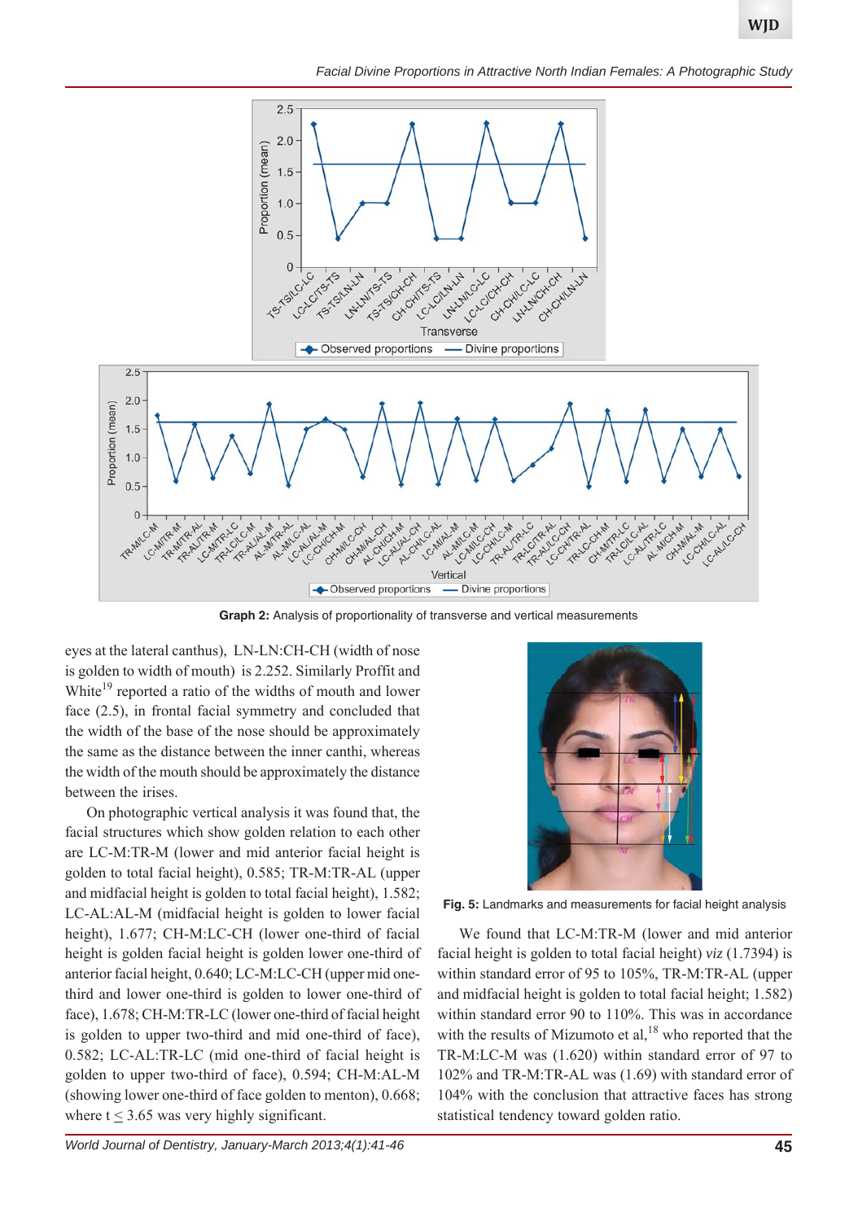**Graph 2:** Analysis of proportionality of transverse and vertical measurements

eyes at the lateral canthus), LN-LN:CH-CH (width of nose is golden to width of mouth) is 2.252. Similarly Proffit and White[19] reported a ratio of the widths of mouth and lower face (2.5), in frontal facial symmetry and concluded that the width of the base of the nose should be approximately the same as the distance between the inner canthi, whereas the width of the mouth should be approximately the distance between the irises.

On photographic vertical analysis it was found that, the facial structures which show golden relation to each other are LC-M:TR-M (lower and mid anterior facial height is golden to total facial height), 0.585; TR-M:TR-AL (upper and midfacial height is golden to total facial height), 1.582; LC-AL:AL-M (midfacial height is golden to lower facial height), 1.677; CH-M:LC-CH (lower one-third of facial height is golden facial height is golden lower one-third of anterior facial height, 0.640; LC-M:LC-CH (upper mid one-third and lower one-third is golden to lower one-third of face), 1.678; CH-M:TR-LC (lower one-third of facial height is golden to upper two-third and mid one-third of face), 0.582; LC-AL:TR-LC (mid one-third of facial height is golden to upper two-third of face), 0.594; CH-M:AL-M (showing lower one-third of face golden to menton), 0.668; where $t \leq 3.65$ was very highly significant.

**Fig. 5:** Landmarks and measurements for facial height analysis

We found that LC-M:TR-M (lower and mid anterior facial height is golden to total facial height) *viz* (1.7394) is within standard error of 95 to 105%, TR-M:TR-AL (upper and midfacial height is golden to total facial height; 1.582) within standard error 90 to 110%. This was in accordance with the results of Mizumoto et al,[18] who reported that the TR-M:LC-M was (1.620) within standard error of 97 to 102% and TR-M:TR-AL was (1.69) with standard error of 104% with the conclusion that attractive faces has strong statistical tendency toward golden ratio.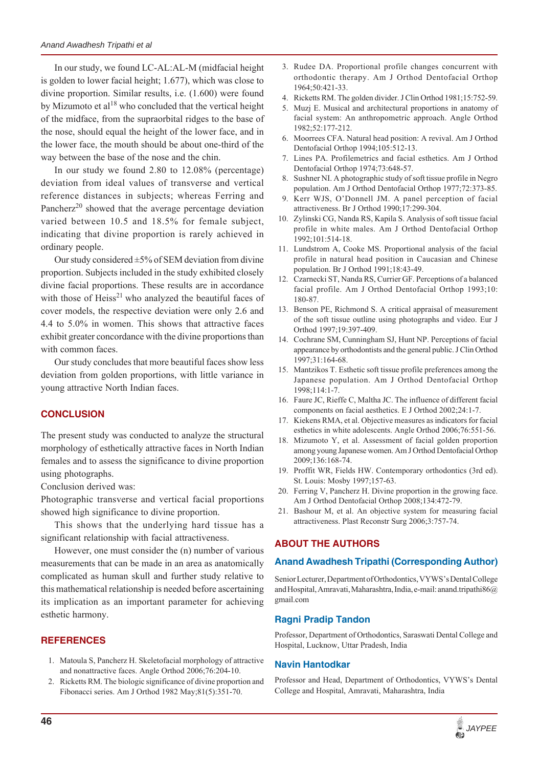In our study, we found LC-AL:AL-M (midfacial height is golden to lower facial height; 1.677), which was close to divine proportion. Similar results, i.e. (1.600) were found by Mizumoto et al[18] who concluded that the vertical height of the midface, from the supraorbital ridges to the base of the nose, should equal the height of the lower face, and in the lower face, the mouth should be about one-third of the way between the base of the nose and the chin.

In our study we found 2.80 to 12.08% (percentage) deviation from ideal values of transverse and vertical reference distances in subjects; whereas Ferring and Pancherz[20] showed that the average percentage deviation varied between 10.5 and 18.5% for female subject, indicating that divine proportion is rarely achieved in ordinary people.

Our study considered ±5% of SEM deviation from divine proportion. Subjects included in the study exhibited closely divine facial proportions. These results are in accordance with those of Heiss[21] who analyzed the beautiful faces of cover models, the respective deviation were only 2.6 and 4.4 to 5.0% in women. This shows that attractive faces exhibit greater concordance with the divine proportions than with common faces.

Our study concludes that more beautiful faces show less deviation from golden proportions, with little variance in young attractive North Indian faces.

## CONCLUSION

The present study was conducted to analyze the structural morphology of esthetically attractive faces in North Indian females and to assess the significance to divine proportion using photographs.

Conclusion derived was:

Photographic transverse and vertical facial proportions showed high significance to divine proportion.

This shows that the underlying hard tissue has a significant relationship with facial attractiveness.

However, one must consider the (n) number of various measurements that can be made in an area as anatomically complicated as human skull and further study relative to this mathematical relationship is needed before ascertaining its implication as an important parameter for achieving esthetic harmony.

## REFERENCES

1. Matoula S, Pancherz H. Skeletofacial morphology of attractive and nonattractive faces. Angle Orthod 2006;76:204-10.
2. Ricketts RM. The biologic significance of divine proportion and Fibonacci series. Am J Orthod 1982 May;81(5):351-70.
3. Rudee DA. Proportional profile changes concurrent with orthodontic therapy. Am J Orthod Dentofacial Orthop 1964;50:421-33.
4. Ricketts RM. The golden divider. J Clin Orthod 1981;15:752-59.
5. Muzj E. Musical and architectural proportions in anatomy of facial system: An anthropometric approach. Angle Orthod 1982;52:177-212.
6. Moorrees CFA. Natural head position: A revival. Am J Orthod Dentofacial Orthop 1994;105:512-13.
7. Lines PA. Profilemetrics and facial esthetics. Am J Orthod Dentofacial Orthop 1974;73:648-57.
8. Sushner NI. A photographic study of soft tissue profile in Negro population. Am J Orthod Dentofacial Orthop 1977;72:373-85.
9. Kerr WJS, O'Donnell JM. A panel perception of facial attractiveness. Br J Orthod 1990;17:299-304.
10. Zylinski CG, Nanda RS, Kapila S. Analysis of soft tissue facial profile in white males. Am J Orthod Dentofacial Orthop 1992;101:514-18.
11. Lundstrom A, Cooke MS. Proportional analysis of the facial profile in natural head position in Caucasian and Chinese population. Br J Orthod 1991;18:43-49.
12. Czarnecki ST, Nanda RS, Currier GF. Perceptions of a balanced facial profile. Am J Orthod Dentofacial Orthop 1993;10: 180-87.
13. Benson PE, Richmond S. A critical appraisal of measurement of the soft tissue outline using photographs and video. Eur J Orthod 1997;19:397-409.
14. Cochrane SM, Cunningham SJ, Hunt NP. Perceptions of facial appearance by orthodontists and the general public. J Clin Orthod 1997;31:164-68.
15. Mantzikos T. Esthetic soft tissue profile preferences among the Japanese population. Am J Orthod Dentofacial Orthop 1998;114:1-7.
16. Faure JC, Rieffe C, Maltha JC. The influence of different facial components on facial aesthetics. E J Orthod 2002;24:1-7.
17. Kiekens RMA, et al. Objective measures as indicators for facial esthetics in white adolescents. Angle Orthod 2006;76:551-56.
18. Mizumoto Y, et al. Assessment of facial golden proportion among young Japanese women. Am J Orthod Dentofacial Orthop 2009;136:168-74.
19. Proffit WR, Fields HW. Contemporary orthodontics (3rd ed). St. Louis: Mosby 1997;157-63.
20. Ferring V, Pancherz H. Divine proportion in the growing face. Am J Orthod Dentofacial Orthop 2008;134:472-79.
21. Bashour M, et al. An objective system for measuring facial attractiveness. Plast Reconstr Surg 2006;3:757-74.

## ABOUT THE AUTHORS

### Anand Awadhesh Tripathi (Corresponding Author)

Senior Lecturer, Department of Orthodontics, VYWS's Dental College and Hospital, Amravati, Maharashtra, India, e-mail: anand.tripathi86@gmail.com

### Ragni Pradip Tandon

Professor, Department of Orthodontics, Saraswati Dental College and Hospital, Lucknow, Uttar Pradesh, India

### Navin Hantodkar

Professor and Head, Department of Orthodontics, VYWS's Dental College and Hospital, Amravati, Maharashtra, India